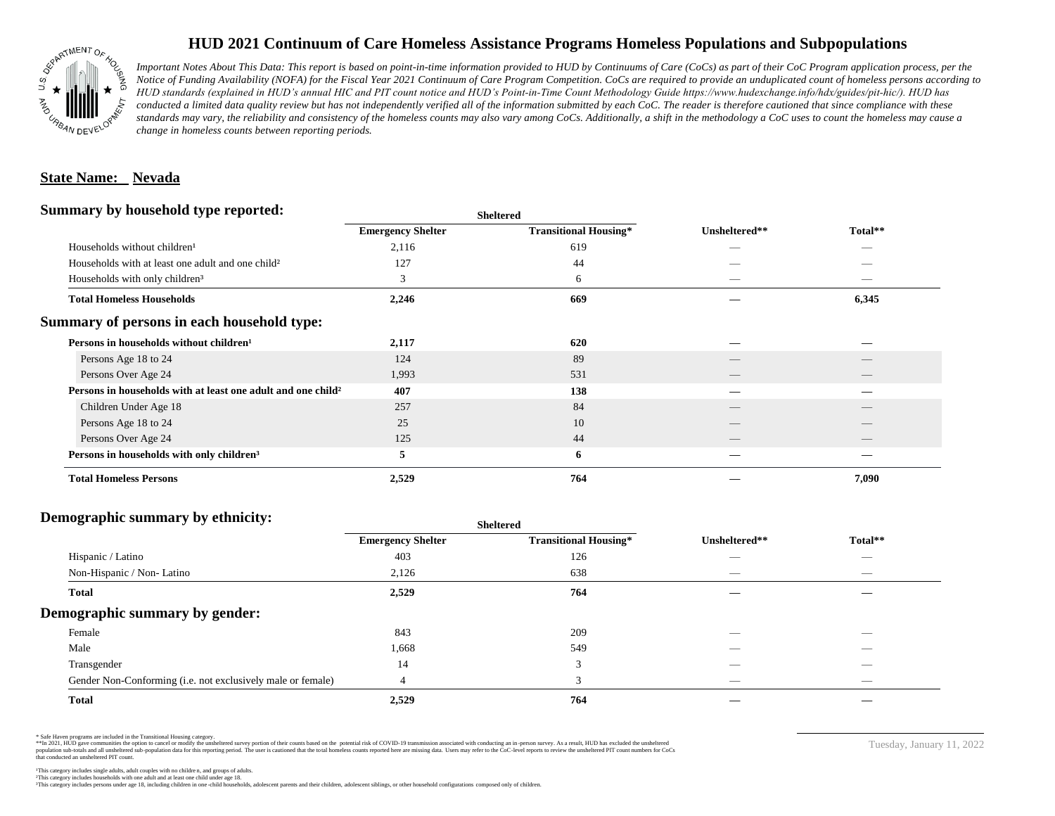# HUD 2021 Continuum of Care Homeless Assistance Programs Homeless Populations and Subpopulations

*Important Notes About This Data: This report is based on point-in-time information provided to HUD by Continuums of Care (CoCs) as part of their CoC Program application process, per the Notice of Funding Availability (NOFA) for the Fiscal Year 2021 Continuum of Care Program Competition. CoCs are required to provide an unduplicated count of homeless persons according to HUD standards (explained in HUD's annual HIC and PIT count notice and HUD's Point-in-Time Count Methodology Guide https://www.hudexchange.info/hdx/guides/pit-hic/). HUD has conducted a limited data quality review but has not independently verified all of the information submitted by each CoC. The reader is therefore cautioned that since compliance with these standards may vary, the reliability and consistency of the homeless counts may also vary among CoCs. Additionally, a shift in the methodology a CoC uses to count the homeless may cause a change in homeless counts between reporting periods.*

**State Name: Nevada**

## Summary by household type reported:

| | Sheltered | | | |
|---|---|---|---|---|
| | **Emergency Shelter** | **Transitional Housing*** | **Unsheltered**** | **Total**** |
| Households without children[1] | 2,116 | 619 | — | — |
| Households with at least one adult and one child[2] | 127 | 44 | — | — |
| Households with only children[3] | 3 | 6 | — | — |
| **Total Homeless Households** | **2,246** | **669** | **—** | **6,345** |

## Summary of persons in each household type:

| | Emergency Shelter | Transitional Housing* | Unsheltered** | Total** |
|---|---|---|---|---|
| **Persons in households without children[1]** | **2,117** | **620** | **—** | **—** |
| Persons Age 18 to 24 | 124 | 89 | — | — |
| Persons Over Age 24 | 1,993 | 531 | — | — |
| **Persons in households with at least one adult and one child[2]** | **407** | **138** | **—** | **—** |
| Children Under Age 18 | 257 | 84 | — | — |
| Persons Age 18 to 24 | 25 | 10 | — | — |
| Persons Over Age 24 | 125 | 44 | — | — |
| **Persons in households with only children[3]** | **5** | **6** | **—** | **—** |
| **Total Homeless Persons** | **2,529** | **764** | **—** | **7,090** |

## Demographic summary by ethnicity:

| | Sheltered | | | |
|---|---|---|---|---|
| | **Emergency Shelter** | **Transitional Housing*** | **Unsheltered**** | **Total**** |
| Hispanic / Latino | 403 | 126 | — | — |
| Non-Hispanic / Non- Latino | 2,126 | 638 | — | — |
| **Total** | **2,529** | **764** | **—** | **—** |

## Demographic summary by gender:

| | Emergency Shelter | Transitional Housing* | Unsheltered** | Total** |
|---|---|---|---|---|
| Female | 843 | 209 | — | — |
| Male | 1,668 | 549 | — | — |
| Transgender | 14 | 3 | — | — |
| Gender Non-Conforming (i.e. not exclusively male or female) | 4 | 3 | — | — |
| **Total** | **2,529** | **764** | **—** | **—** |

\* Safe Haven programs are included in the Transitional Housing category.
\*\*In 2021, HUD gave communities the option to cancel or modify the unsheltered survey portion of their counts based on the potential risk of COVID-19 transmission associated with conducting an in-person survey. As a result, HUD has excluded the unsheltered population sub-totals and all unsheltered sub-population data for this reporting period. The user is cautioned that the total homeless counts reported here are missing data. Users may refer to the CoC-level reports to review the unsheltered PIT count numbers for CoCs that conducted an unsheltered PIT count.

[1]This category includes single adults, adult couples with no children, and groups of adults.
[2]This category includes households with one adult and at least one child under age 18.
[3]This category includes persons under age 18, including children in one-child households, adolescent parents and their children, adolescent siblings, or other household configurations composed only of children.

Tuesday, January 11, 2022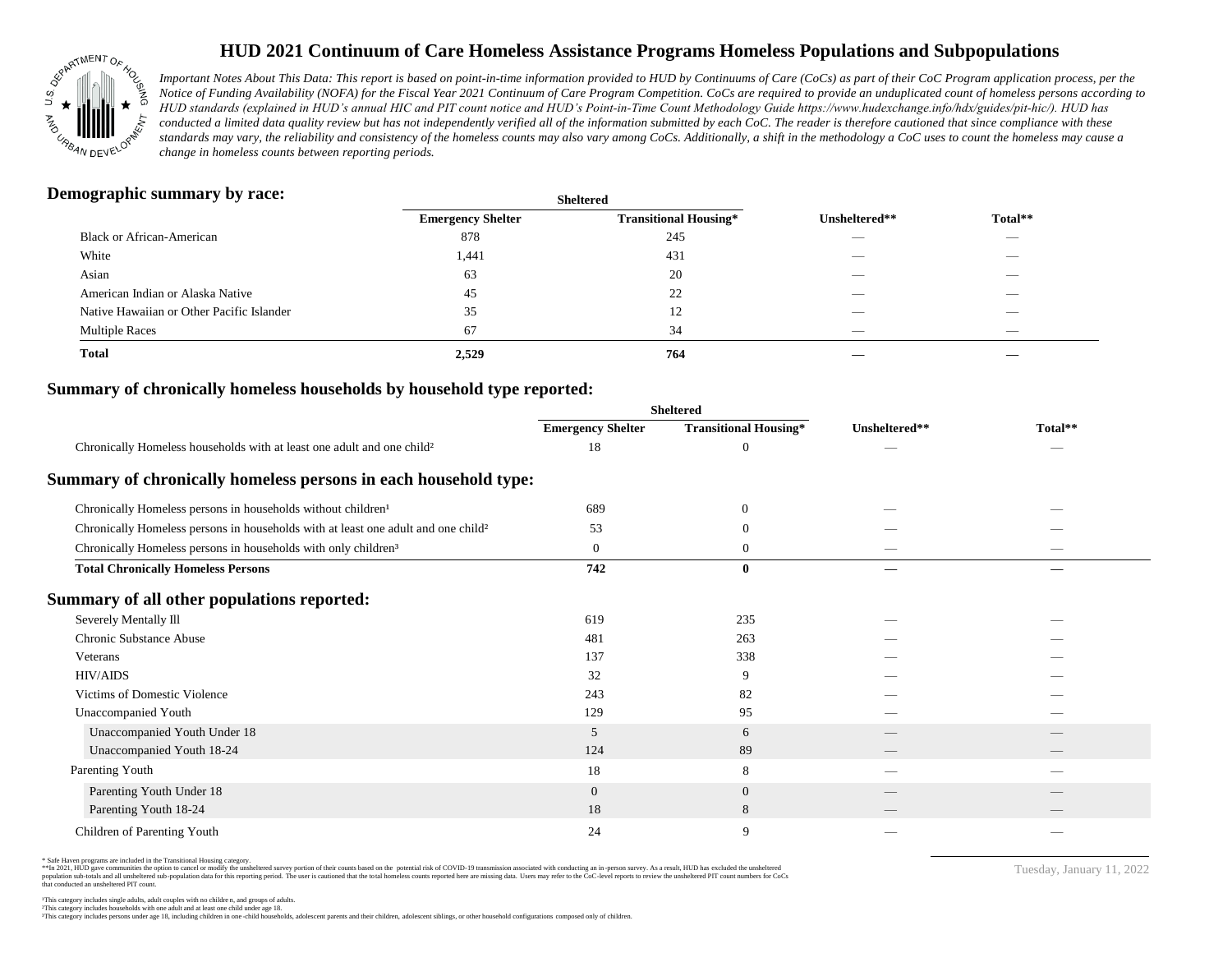# HUD 2021 Continuum of Care Homeless Assistance Programs Homeless Populations and Subpopulations

*Important Notes About This Data: This report is based on point-in-time information provided to HUD by Continuums of Care (CoCs) as part of their CoC Program application process, per the Notice of Funding Availability (NOFA) for the Fiscal Year 2021 Continuum of Care Program Competition. CoCs are required to provide an unduplicated count of homeless persons according to HUD standards (explained in HUD's annual HIC and PIT count notice and HUD's Point-in-Time Count Methodology Guide https://www.hudexchange.info/hdx/guides/pit-hic/). HUD has conducted a limited data quality review but has not independently verified all of the information submitted by each CoC. The reader is therefore cautioned that since compliance with these standards may vary, the reliability and consistency of the homeless counts may also vary among CoCs. Additionally, a shift in the methodology a CoC uses to count the homeless may cause a change in homeless counts between reporting periods.*

## Demographic summary by race:

| | Sheltered | | | |
|---|---|---|---|---|
| | Emergency Shelter | Transitional Housing* | Unsheltered** | Total** |
| Black or African-American | 878 | 245 | — | — |
| White | 1,441 | 431 | — | — |
| Asian | 63 | 20 | — | — |
| American Indian or Alaska Native | 45 | 22 | — | — |
| Native Hawaiian or Other Pacific Islander | 35 | 12 | — | — |
| Multiple Races | 67 | 34 | — | — |
| **Total** | **2,529** | **764** | **—** | **—** |

## Summary of chronically homeless households by household type reported:

| | Sheltered | | | |
|---|---|---|---|---|
| | Emergency Shelter | Transitional Housing* | Unsheltered** | Total** |
| Chronically Homeless households with at least one adult and one child[2] | 18 | 0 | — | — |

## Summary of chronically homeless persons in each household type:

| | Emergency Shelter | Transitional Housing* | Unsheltered** | Total** |
|---|---|---|---|---|
| Chronically Homeless persons in households without children[1] | 689 | 0 | — | — |
| Chronically Homeless persons in households with at least one adult and one child[2] | 53 | 0 | — | — |
| Chronically Homeless persons in households with only children[3] | 0 | 0 | — | — |
| **Total Chronically Homeless Persons** | **742** | **0** | **—** | **—** |

## Summary of all other populations reported:

| | Emergency Shelter | Transitional Housing* | Unsheltered** | Total** |
|---|---|---|---|---|
| Severely Mentally Ill | 619 | 235 | — | — |
| Chronic Substance Abuse | 481 | 263 | — | — |
| Veterans | 137 | 338 | — | — |
| HIV/AIDS | 32 | 9 | — | — |
| Victims of Domestic Violence | 243 | 82 | — | — |
| Unaccompanied Youth | 129 | 95 | — | — |
| Unaccompanied Youth Under 18 | 5 | 6 | — | — |
| Unaccompanied Youth 18-24 | 124 | 89 | — | — |
| Parenting Youth | 18 | 8 | — | — |
| Parenting Youth Under 18 | 0 | 0 | — | — |
| Parenting Youth 18-24 | 18 | 8 | — | — |
| Children of Parenting Youth | 24 | 9 | — | — |

\* Safe Haven programs are included in the Transitional Housing category.
\*\*In 2021, HUD gave communities the option to cancel or modify the unsheltered survey portion of their counts based on the potential risk of COVID-19 transmission associated with conducting an in-person survey. As a result, HUD has excluded the unsheltered population sub-totals and all unsheltered sub-population data for this reporting period. The user is cautioned that the total homeless counts reported here are missing data. Users may refer to the CoC-level reports to review the unsheltered PIT count numbers for CoCs that conducted an unsheltered PIT count.

[1]This category includes single adults, adult couples with no children, and groups of adults.
[2]This category includes households with one adult and at least one child under age 18.
[3]This category includes persons under age 18, including children in one-child households, adolescent parents and their children, adolescent siblings, or other household configurations composed only of children.

Tuesday, January 11, 2022